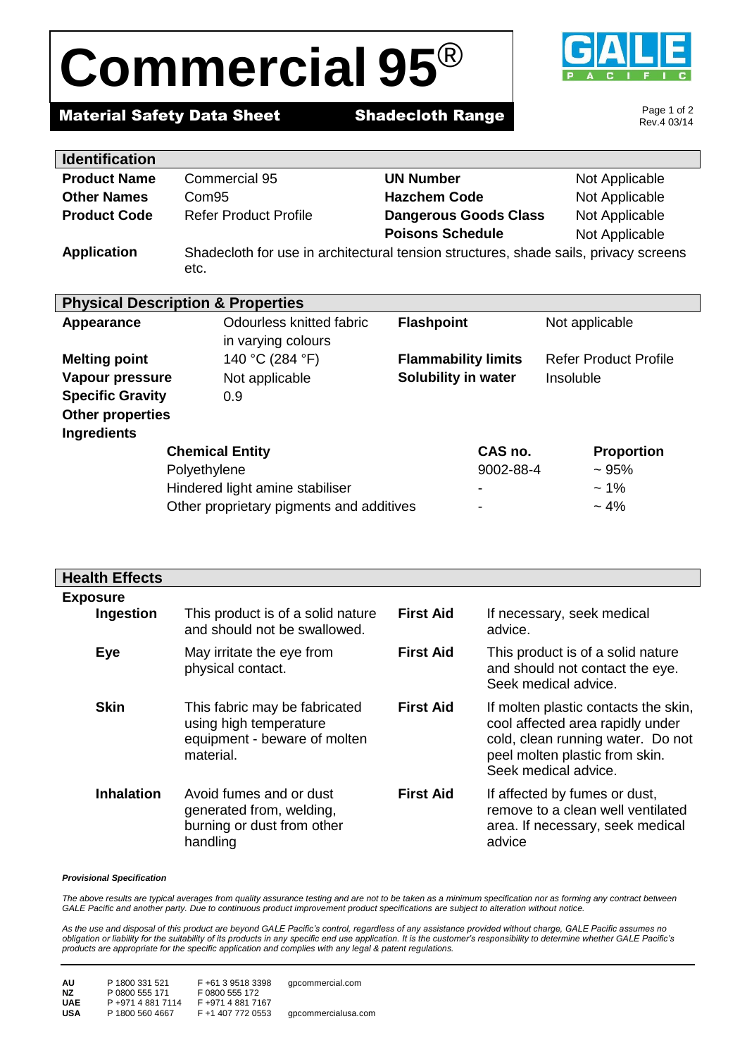# Commercial 95®

**Material Safety Data Sheet** **Shadecloth Range**

Rev.4 03/14

## Identification

| | | | |
|---|---|---|---|
| **Product Name** | Commercial 95 | **UN Number** | Not Applicable |
| **Other Names** | Com95 | **Hazchem Code** | Not Applicable |
| **Product Code** | Refer Product Profile | **Dangerous Goods Class** | Not Applicable |
| | | **Poisons Schedule** | Not Applicable |

**Application** Shadecloth for use in architectural tension structures, shade sails, privacy screens etc.

## Physical Description & Properties

| | | | |
|---|---|---|---|
| **Appearance** | Odourless knitted fabric in varying colours | **Flashpoint** | Not applicable |
| **Melting point** | 140 °C (284 °F) | **Flammability limits** | Refer Product Profile |
| **Vapour pressure** | Not applicable | **Solubility in water** | Insoluble |
| **Specific Gravity** | 0.9 | | |
| **Other properties** | | | |

**Ingredients**

| Chemical Entity | CAS no. | Proportion |
|---|---|---|
| Polyethylene | 9002-88-4 | ~ 95% |
| Hindered light amine stabiliser | - | ~ 1% |
| Other proprietary pigments and additives | - | ~ 4% |

## Health Effects

**Exposure**

| | | | |
|---|---|---|---|
| **Ingestion** | This product is of a solid nature and should not be swallowed. | **First Aid** | If necessary, seek medical advice. |
| **Eye** | May irritate the eye from physical contact. | **First Aid** | This product is of a solid nature and should not contact the eye. Seek medical advice. |
| **Skin** | This fabric may be fabricated using high temperature equipment - beware of molten material. | **First Aid** | If molten plastic contacts the skin, cool affected area rapidly under cold, clean running water. Do not peel molten plastic from skin. Seek medical advice. |
| **Inhalation** | Avoid fumes and or dust generated from, welding, burning or dust from other handling | **First Aid** | If affected by fumes or dust, remove to a clean well ventilated area. If necessary, seek medical advice |

***Provisional Specification***

*The above results are typical averages from quality assurance testing and are not to be taken as a minimum specification nor as forming any contract between GALE Pacific and another party. Due to continuous product improvement product specifications are subject to alteration without notice.*

*As the use and disposal of this product are beyond GALE Pacific's control, regardless of any assistance provided without charge, GALE Pacific assumes no obligation or liability for the suitability of its products in any specific end use application. It is the customer's responsibility to determine whether GALE Pacific's products are appropriate for the specific application and complies with any legal & patent regulations.*

| | | | |
|---|---|---|---|
| **AU** | P 1800 331 521 | F +61 3 9518 3398 | gpcommercial.com |
| **NZ** | P 0800 555 171 | F 0800 555 172 | |
| **UAE** | P +971 4 881 7114 | F +971 4 881 7167 | |
| **USA** | P 1800 560 4667 | F +1 407 772 0553 | gpcommercialusa.com |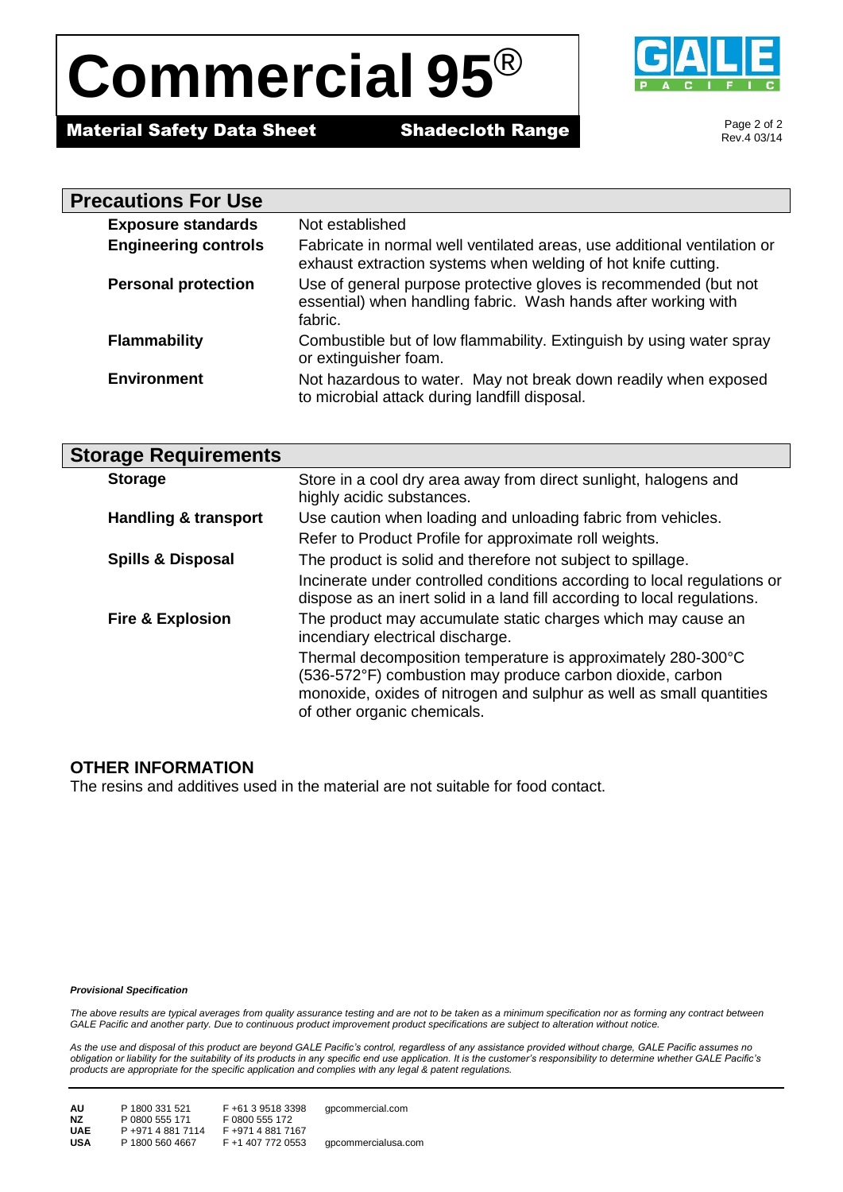## Precautions For Use

| | |
|---|---|
| **Exposure standards** | Not established |
| **Engineering controls** | Fabricate in normal well ventilated areas, use additional ventilation or exhaust extraction systems when welding of hot knife cutting. |
| **Personal protection** | Use of general purpose protective gloves is recommended (but not essential) when handling fabric. Wash hands after working with fabric. |
| **Flammability** | Combustible but of low flammability. Extinguish by using water spray or extinguisher foam. |
| **Environment** | Not hazardous to water. May not break down readily when exposed to microbial attack during landfill disposal. |

## Storage Requirements

| | |
|---|---|
| **Storage** | Store in a cool dry area away from direct sunlight, halogens and highly acidic substances. |
| **Handling & transport** | Use caution when loading and unloading fabric from vehicles. Refer to Product Profile for approximate roll weights. |
| **Spills & Disposal** | The product is solid and therefore not subject to spillage. Incinerate under controlled conditions according to local regulations or dispose as an inert solid in a land fill according to local regulations. |
| **Fire & Explosion** | The product may accumulate static charges which may cause an incendiary electrical discharge. Thermal decomposition temperature is approximately 280-300°C (536-572°F) combustion may produce carbon dioxide, carbon monoxide, oxides of nitrogen and sulphur as well as small quantities of other organic chemicals. |

### OTHER INFORMATION

The resins and additives used in the material are not suitable for food contact.

***Provisional Specification***

*The above results are typical averages from quality assurance testing and are not to be taken as a minimum specification nor as forming any contract between GALE Pacific and another party. Due to continuous product improvement product specifications are subject to alteration without notice.*

*As the use and disposal of this product are beyond GALE Pacific's control, regardless of any assistance provided without charge, GALE Pacific assumes no obligation or liability for the suitability of its products in any specific end use application. It is the customer's responsibility to determine whether GALE Pacific's products are appropriate for the specific application and complies with any legal & patent regulations.*

| | | | |
|---|---|---|---|
| **AU** | P 1800 331 521 | F +61 3 9518 3398 | gpcommercial.com |
| **NZ** | P 0800 555 171 | F 0800 555 172 | |
| **UAE** | P +971 4 881 7114 | F +971 4 881 7167 | |
| **USA** | P 1800 560 4667 | F +1 407 772 0553 | gpcommercialusa.com |